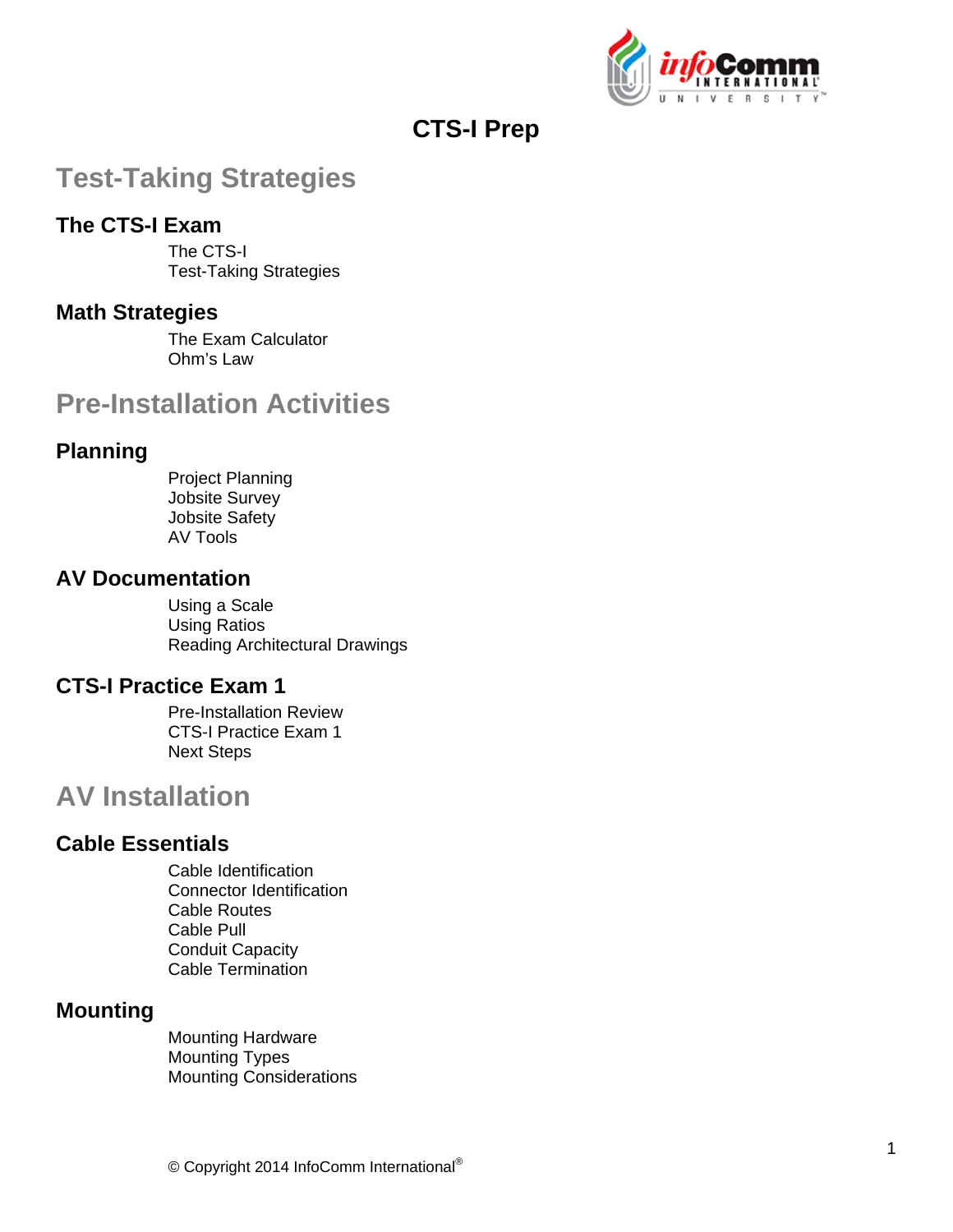# CTS-I Prep

## Test-Taking Strategies

### The CTS-I Exam

- The CTS-I
- Test-Taking Strategies

### Math Strategies

- The Exam Calculator
- Ohm's Law

## Pre-Installation Activities

### Planning

- Project Planning
- Jobsite Survey
- Jobsite Safety
- AV Tools

### AV Documentation

- Using a Scale
- Using Ratios
- Reading Architectural Drawings

### CTS-I Practice Exam 1

- Pre-Installation Review
- CTS-I Practice Exam 1
- Next Steps

## AV Installation

### Cable Essentials

- Cable Identification
- Connector Identification
- Cable Routes
- Cable Pull
- Conduit Capacity
- Cable Termination

### Mounting

- Mounting Hardware
- Mounting Types
- Mounting Considerations

© Copyright 2014 InfoComm International®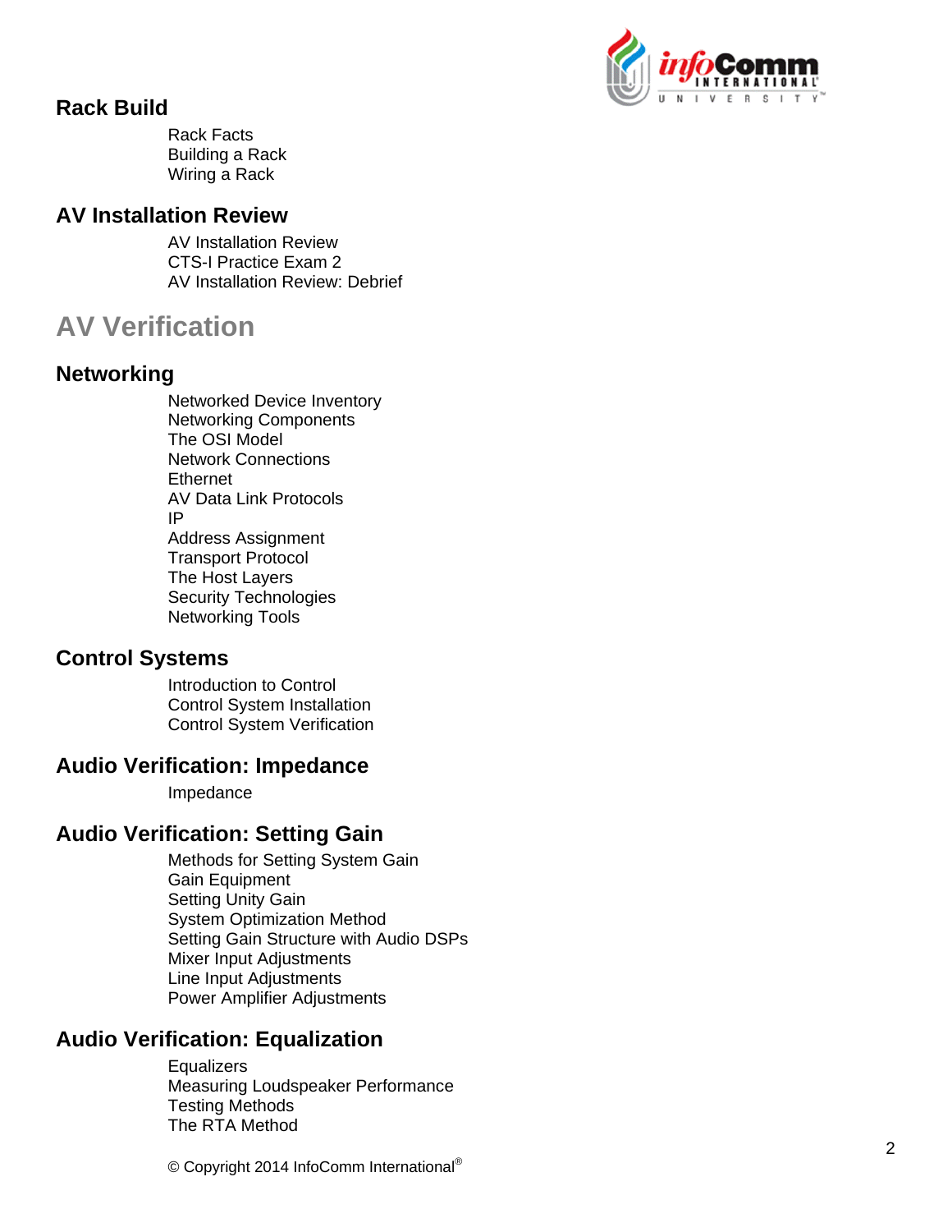## Rack Build

- Rack Facts
- Building a Rack
- Wiring a Rack

## AV Installation Review

- AV Installation Review
- CTS-I Practice Exam 2
- AV Installation Review: Debrief

# AV Verification

## Networking

- Networked Device Inventory
- Networking Components
- The OSI Model
- Network Connections
- Ethernet
- AV Data Link Protocols
- IP
- Address Assignment
- Transport Protocol
- The Host Layers
- Security Technologies
- Networking Tools

## Control Systems

- Introduction to Control
- Control System Installation
- Control System Verification

## Audio Verification: Impedance

- Impedance

## Audio Verification: Setting Gain

- Methods for Setting System Gain
- Gain Equipment
- Setting Unity Gain
- System Optimization Method
- Setting Gain Structure with Audio DSPs
- Mixer Input Adjustments
- Line Input Adjustments
- Power Amplifier Adjustments

## Audio Verification: Equalization

- Equalizers
- Measuring Loudspeaker Performance
- Testing Methods
- The RTA Method

© Copyright 2014 InfoComm International®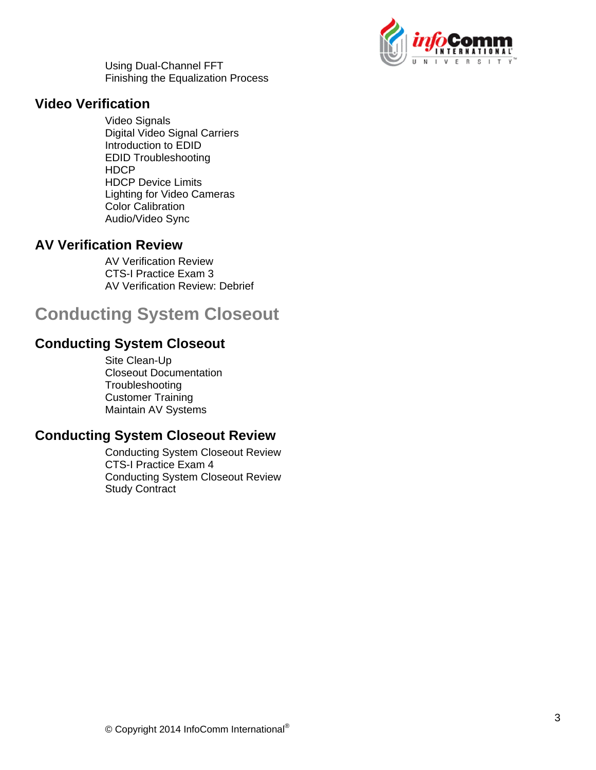Using Dual-Channel FFT
Finishing the Equalization Process

### Video Verification

Video Signals
Digital Video Signal Carriers
Introduction to EDID
EDID Troubleshooting
HDCP
HDCP Device Limits
Lighting for Video Cameras
Color Calibration
Audio/Video Sync

### AV Verification Review

AV Verification Review
CTS-I Practice Exam 3
AV Verification Review: Debrief

## Conducting System Closeout

### Conducting System Closeout

Site Clean-Up
Closeout Documentation
Troubleshooting
Customer Training
Maintain AV Systems

### Conducting System Closeout Review

Conducting System Closeout Review
CTS-I Practice Exam 4
Conducting System Closeout Review
Study Contract